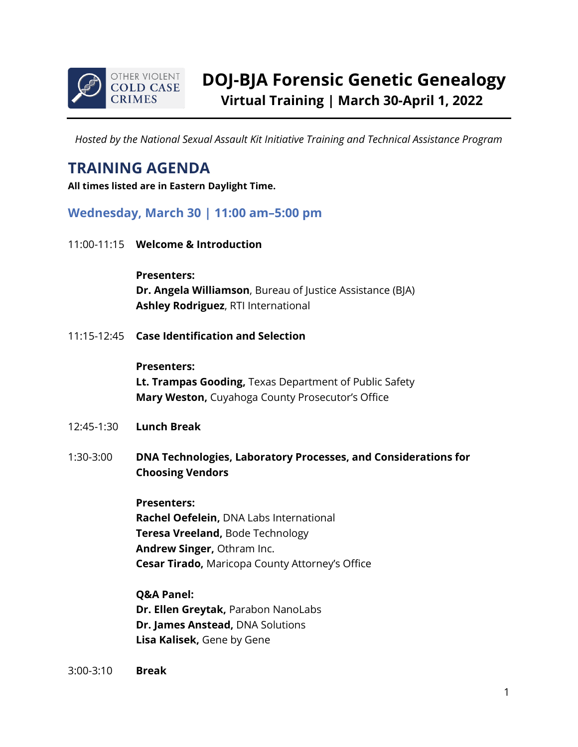OTHER VIOLENT COLD CASE CRIMES

# DOJ-BJA Forensic Genetic Genealogy

**Virtual Training | March 30-April 1, 2022**

*Hosted by the National Sexual Assault Kit Initiative Training and Technical Assistance Program*

## TRAINING AGENDA

**All times listed are in Eastern Daylight Time.**

### Wednesday, March 30 | 11:00 am–5:00 pm

11:00-11:15 **Welcome & Introduction**

**Presenters:**
**Dr. Angela Williamson**, Bureau of Justice Assistance (BJA)
**Ashley Rodriguez**, RTI International

11:15-12:45 **Case Identification and Selection**

**Presenters:**
**Lt. Trampas Gooding,** Texas Department of Public Safety
**Mary Weston,** Cuyahoga County Prosecutor's Office

12:45-1:30 **Lunch Break**

1:30-3:00 **DNA Technologies, Laboratory Processes, and Considerations for Choosing Vendors**

**Presenters:**
**Rachel Oefelein,** DNA Labs International
**Teresa Vreeland,** Bode Technology
**Andrew Singer,** Othram Inc.
**Cesar Tirado,** Maricopa County Attorney's Office

**Q&A Panel:**
**Dr. Ellen Greytak,** Parabon NanoLabs
**Dr. James Anstead,** DNA Solutions
**Lisa Kalisek,** Gene by Gene

3:00-3:10 **Break**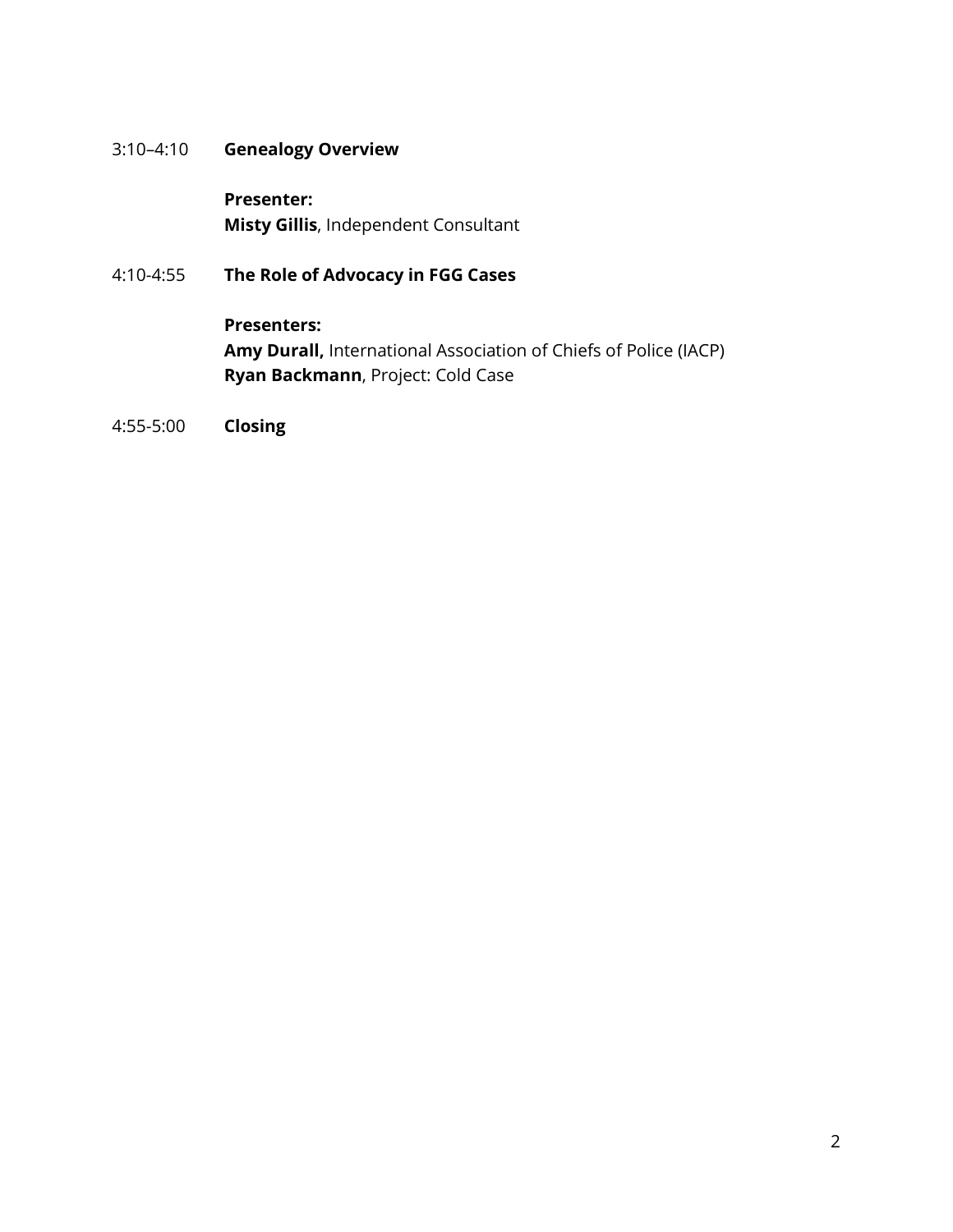3:10–4:10 **Genealogy Overview**

**Presenter:**
**Misty Gillis**, Independent Consultant

4:10-4:55 **The Role of Advocacy in FGG Cases**

**Presenters:**
**Amy Durall,** International Association of Chiefs of Police (IACP)
**Ryan Backmann**, Project: Cold Case

4:55-5:00 **Closing**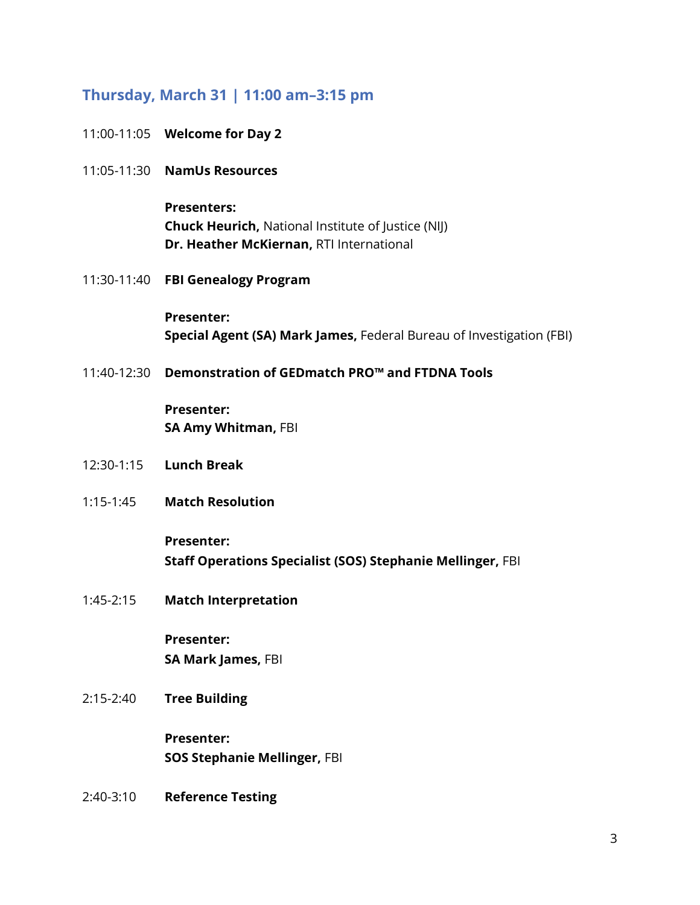## Thursday, March 31 | 11:00 am–3:15 pm

11:00-11:05 **Welcome for Day 2**

11:05-11:30 **NamUs Resources**

**Presenters:**
**Chuck Heurich,** National Institute of Justice (NIJ)
**Dr. Heather McKiernan,** RTI International

11:30-11:40 **FBI Genealogy Program**

**Presenter:**
**Special Agent (SA) Mark James,** Federal Bureau of Investigation (FBI)

11:40-12:30 **Demonstration of GEDmatch PRO™ and FTDNA Tools**

**Presenter:**
**SA Amy Whitman,** FBI

12:30-1:15 **Lunch Break**

1:15-1:45 **Match Resolution**

**Presenter:**
**Staff Operations Specialist (SOS) Stephanie Mellinger,** FBI

1:45-2:15 **Match Interpretation**

**Presenter:**
**SA Mark James,** FBI

2:15-2:40 **Tree Building**

**Presenter:**
**SOS Stephanie Mellinger,** FBI

2:40-3:10 **Reference Testing**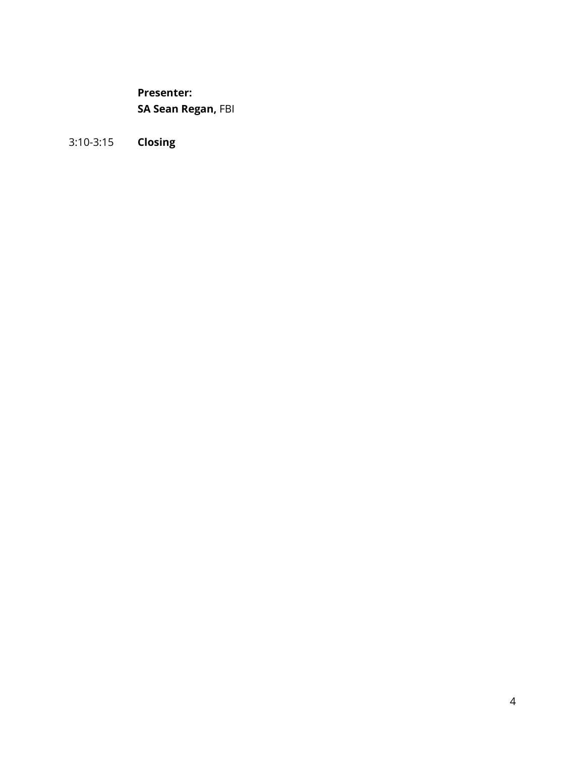**Presenter:**
**SA Sean Regan,** FBI

3:10-3:15 **Closing**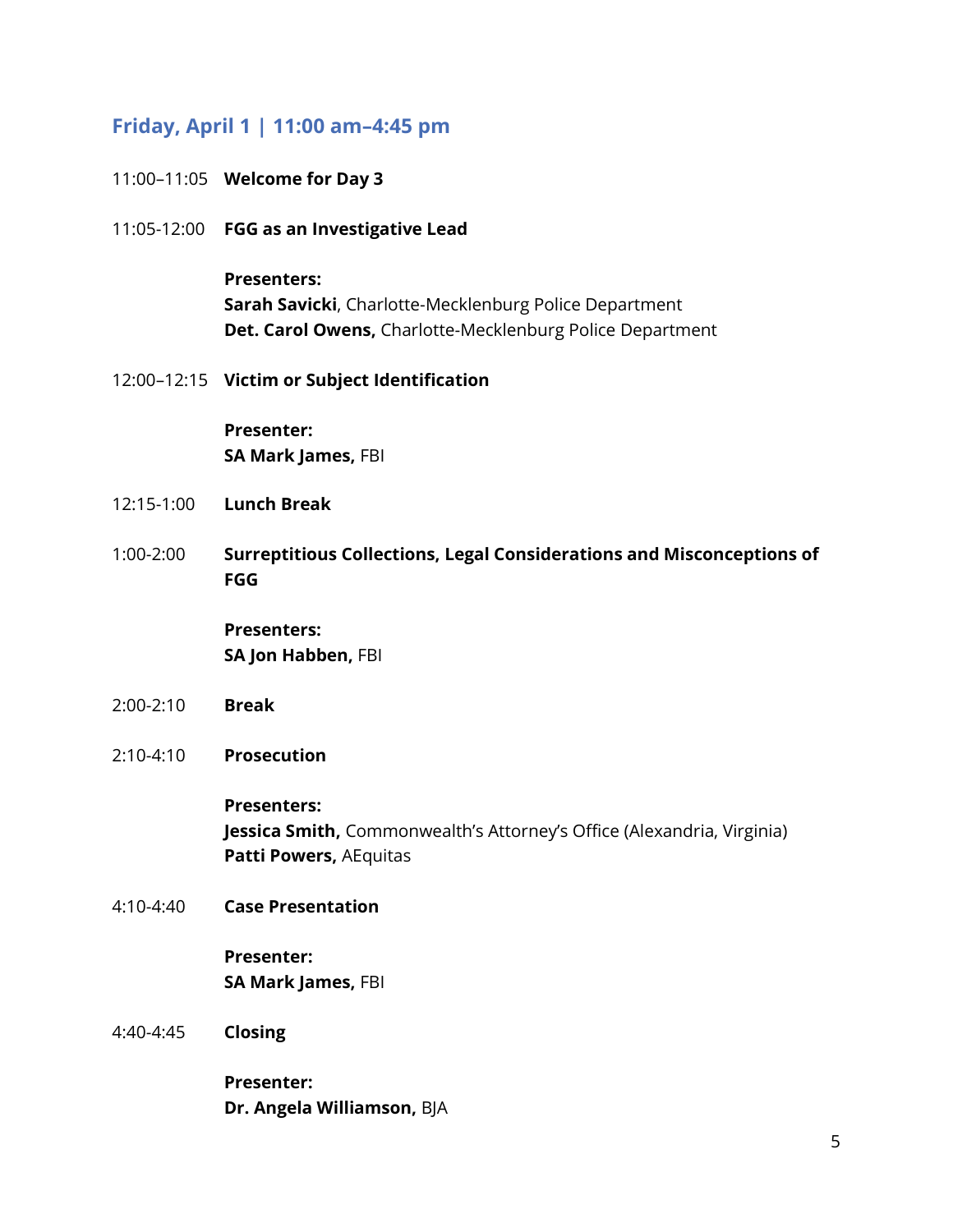## Friday, April 1 | 11:00 am–4:45 pm

11:00–11:05 **Welcome for Day 3**

11:05-12:00 **FGG as an Investigative Lead**

**Presenters:**
**Sarah Savicki**, Charlotte-Mecklenburg Police Department
**Det. Carol Owens,** Charlotte-Mecklenburg Police Department

12:00–12:15 **Victim or Subject Identification**

**Presenter:**
**SA Mark James,** FBI

12:15-1:00 **Lunch Break**

1:00-2:00 **Surreptitious Collections, Legal Considerations and Misconceptions of FGG**

**Presenters:**
**SA Jon Habben,** FBI

2:00-2:10 **Break**

2:10-4:10 **Prosecution**

**Presenters:**
**Jessica Smith,** Commonwealth's Attorney's Office (Alexandria, Virginia)
**Patti Powers,** AEquitas

4:10-4:40 **Case Presentation**

**Presenter:**
**SA Mark James,** FBI

4:40-4:45 **Closing**

**Presenter:**
**Dr. Angela Williamson,** BJA